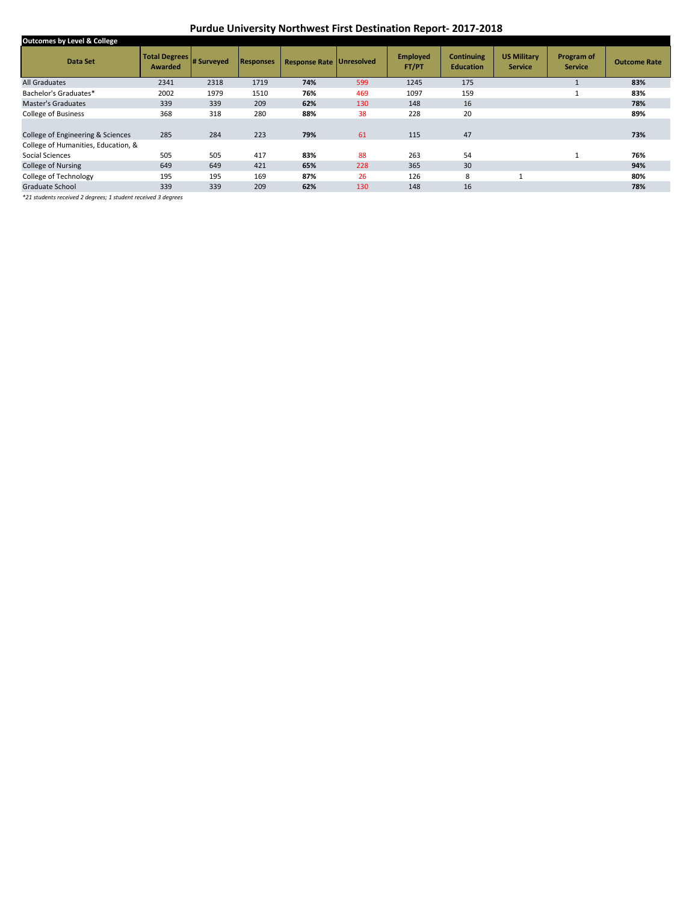# Purdue University Northwest First Destination Report- 2017-2018

| Outcomes by Level & College | | | | | | | | | | |
|---|---|---|---|---|---|---|---|---|---|---|
| **Data Set** | **Total Degrees Awarded** | **# Surveyed** | **Responses** | **Response Rate** | **Unresolved** | **Employed FT/PT** | **Continuing Education** | **US Military Service** | **Program of Service** | **Outcome Rate** |
| All Graduates | 2341 | 2318 | 1719 | **74%** | 599 | 1245 | 175 | | 1 | **83%** |
| Bachelor's Graduates* | 2002 | 1979 | 1510 | **76%** | 469 | 1097 | 159 | | 1 | **83%** |
| Master's Graduates | 339 | 339 | 209 | **62%** | 130 | 148 | 16 | | | **78%** |
| College of Business | 368 | 318 | 280 | **88%** | 38 | 228 | 20 | | | **89%** |
| College of Engineering & Sciences | 285 | 284 | 223 | **79%** | 61 | 115 | 47 | | | **73%** |
| College of Humanities, Education, & Social Sciences | 505 | 505 | 417 | **83%** | 88 | 263 | 54 | | 1 | **76%** |
| College of Nursing | 649 | 649 | 421 | **65%** | 228 | 365 | 30 | | | **94%** |
| College of Technology | 195 | 195 | 169 | **87%** | 26 | 126 | 8 | 1 | | **80%** |
| Graduate School | 339 | 339 | 209 | **62%** | 130 | 148 | 16 | | | **78%** |

*\*21 students received 2 degrees; 1 student received 3 degrees*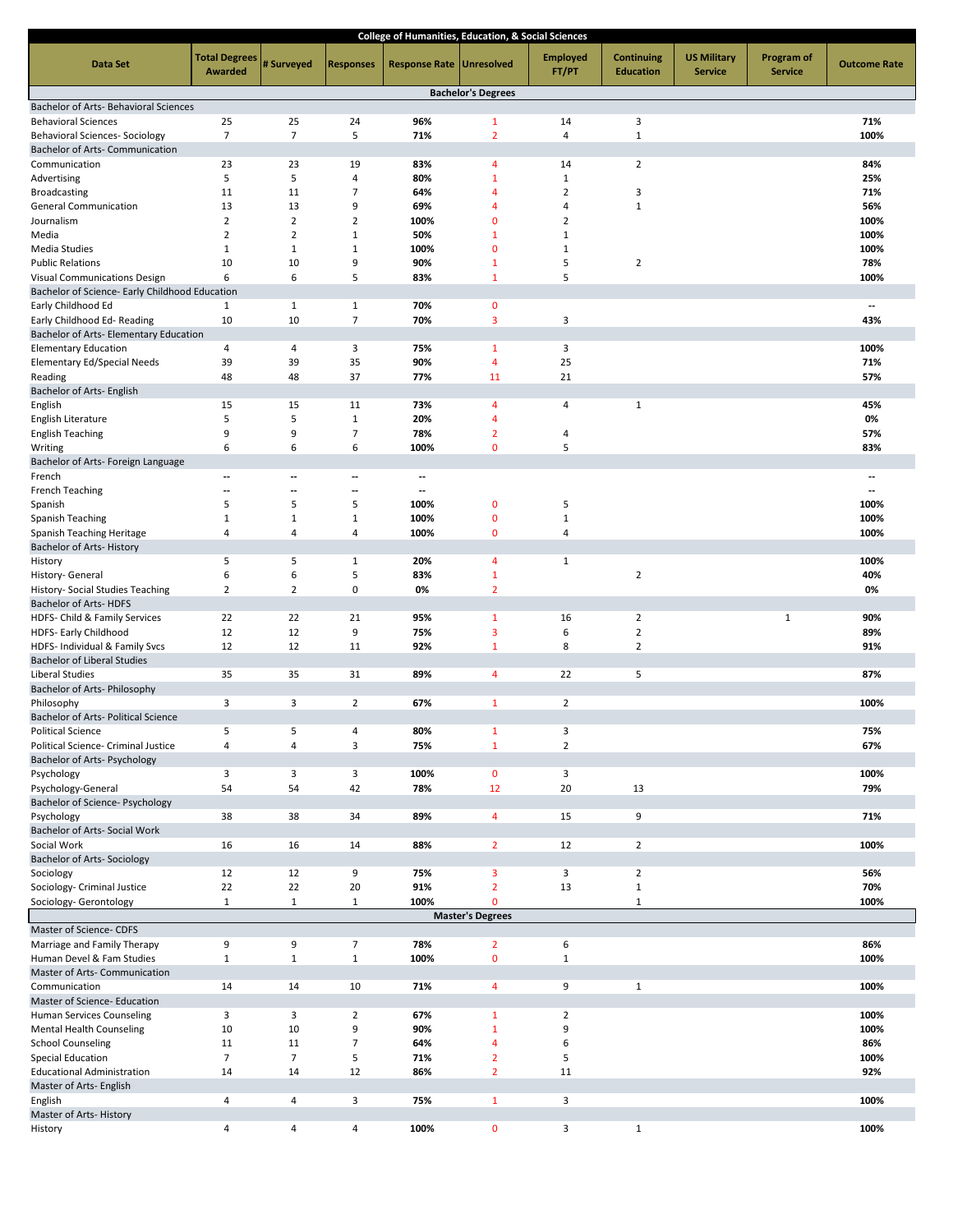| College of Humanities, Education, & Social Sciences | | | | | | | | | | |
|---|---|---|---|---|---|---|---|---|---|---|
| Data Set | Total Degrees Awarded | # Surveyed | Responses | Response Rate | Unresolved | Employed FT/PT | Continuing Education | US Military Service | Program of Service | Outcome Rate |
| **Bachelor's Degrees** | | | | | | | | | | |
| Bachelor of Arts- Behavioral Sciences | | | | | | | | | | |
| Behavioral Sciences | 25 | 25 | 24 | **96%** | 1 | 14 | 3 | | | **71%** |
| Behavioral Sciences- Sociology | 7 | 7 | 5 | **71%** | 2 | 4 | 1 | | | **100%** |
| Bachelor of Arts- Communication | | | | | | | | | | |
| Communication | 23 | 23 | 19 | **83%** | 4 | 14 | 2 | | | **84%** |
| Advertising | 5 | 5 | 4 | **80%** | 1 | 1 | | | | **25%** |
| Broadcasting | 11 | 11 | 7 | **64%** | 4 | 2 | 3 | | | **71%** |
| General Communication | 13 | 13 | 9 | **69%** | 4 | 4 | 1 | | | **56%** |
| Journalism | 2 | 2 | 2 | **100%** | 0 | 2 | | | | **100%** |
| Media | 2 | 2 | 1 | **50%** | 1 | 1 | | | | **100%** |
| Media Studies | 1 | 1 | 1 | **100%** | 0 | 1 | | | | **100%** |
| Public Relations | 10 | 10 | 9 | **90%** | 1 | 5 | 2 | | | **78%** |
| Visual Communications Design | 6 | 6 | 5 | **83%** | 1 | 5 | | | | **100%** |
| Bachelor of Science- Early Childhood Education | | | | | | | | | | |
| Early Childhood Ed | 1 | 1 | 1 | **70%** | 0 | | | | | **--** |
| Early Childhood Ed- Reading | 10 | 10 | 7 | **70%** | 3 | 3 | | | | **43%** |
| Bachelor of Arts- Elementary Education | | | | | | | | | | |
| Elementary Education | 4 | 4 | 3 | **75%** | 1 | 3 | | | | **100%** |
| Elementary Ed/Special Needs | 39 | 39 | 35 | **90%** | 4 | 25 | | | | **71%** |
| Reading | 48 | 48 | 37 | **77%** | 11 | 21 | | | | **57%** |
| Bachelor of Arts- English | | | | | | | | | | |
| English | 15 | 15 | 11 | **73%** | 4 | 4 | 1 | | | **45%** |
| English Literature | 5 | 5 | 1 | **20%** | 4 | | | | | **0%** |
| English Teaching | 9 | 9 | 7 | **78%** | 2 | 4 | | | | **57%** |
| Writing | 6 | 6 | 6 | **100%** | 0 | 5 | | | | **83%** |
| Bachelor of Arts- Foreign Language | | | | | | | | | | |
| French | -- | -- | -- | **--** | | | | | | **--** |
| French Teaching | -- | -- | -- | **--** | | | | | | **--** |
| Spanish | 5 | 5 | 5 | **100%** | 0 | 5 | | | | **100%** |
| Spanish Teaching | 1 | 1 | 1 | **100%** | 0 | 1 | | | | **100%** |
| Spanish Teaching Heritage | 4 | 4 | 4 | **100%** | 0 | 4 | | | | **100%** |
| Bachelor of Arts- History | | | | | | | | | | |
| History | 5 | 5 | 1 | **20%** | 4 | 1 | | | | **100%** |
| History- General | 6 | 6 | 5 | **83%** | 1 | | 2 | | | **40%** |
| History- Social Studies Teaching | 2 | 2 | 0 | **0%** | 2 | | | | | **0%** |
| Bachelor of Arts- HDFS | | | | | | | | | | |
| HDFS- Child & Family Services | 22 | 22 | 21 | **95%** | 1 | 16 | 2 | | 1 | **90%** |
| HDFS- Early Childhood | 12 | 12 | 9 | **75%** | 3 | 6 | 2 | | | **89%** |
| HDFS- Individual & Family Svcs | 12 | 12 | 11 | **92%** | 1 | 8 | 2 | | | **91%** |
| Bachelor of Liberal Studies | | | | | | | | | | |
| Liberal Studies | 35 | 35 | 31 | **89%** | 4 | 22 | 5 | | | **87%** |
| Bachelor of Arts- Philosophy | | | | | | | | | | |
| Philosophy | 3 | 3 | 2 | **67%** | 1 | 2 | | | | **100%** |
| Bachelor of Arts- Political Science | | | | | | | | | | |
| Political Science | 5 | 5 | 4 | **80%** | 1 | 3 | | | | **75%** |
| Political Science- Criminal Justice | 4 | 4 | 3 | **75%** | 1 | 2 | | | | **67%** |
| Bachelor of Arts- Psychology | | | | | | | | | | |
| Psychology | 3 | 3 | 3 | **100%** | 0 | 3 | | | | **100%** |
| Psychology-General | 54 | 54 | 42 | **78%** | 12 | 20 | 13 | | | **79%** |
| Bachelor of Science- Psychology | | | | | | | | | | |
| Psychology | 38 | 38 | 34 | **89%** | 4 | 15 | 9 | | | **71%** |
| Bachelor of Arts- Social Work | | | | | | | | | | |
| Social Work | 16 | 16 | 14 | **88%** | 2 | 12 | 2 | | | **100%** |
| Bachelor of Arts- Sociology | | | | | | | | | | |
| Sociology | 12 | 12 | 9 | **75%** | 3 | 3 | 2 | | | **56%** |
| Sociology- Criminal Justice | 22 | 22 | 20 | **91%** | 2 | 13 | 1 | | | **70%** |
| Sociology- Gerontology | 1 | 1 | 1 | **100%** | 0 | | 1 | | | **100%** |
| **Master's Degrees** | | | | | | | | | | |
| Master of Science- CDFS | | | | | | | | | | |
| Marriage and Family Therapy | 9 | 9 | 7 | **78%** | 2 | 6 | | | | **86%** |
| Human Devel & Fam Studies | 1 | 1 | 1 | **100%** | 0 | 1 | | | | **100%** |
| Master of Arts- Communication | | | | | | | | | | |
| Communication | 14 | 14 | 10 | **71%** | 4 | 9 | 1 | | | **100%** |
| Master of Science- Education | | | | | | | | | | |
| Human Services Counseling | 3 | 3 | 2 | **67%** | 1 | 2 | | | | **100%** |
| Mental Health Counseling | 10 | 10 | 9 | **90%** | 1 | 9 | | | | **100%** |
| School Counseling | 11 | 11 | 7 | **64%** | 4 | 6 | | | | **86%** |
| Special Education | 7 | 7 | 5 | **71%** | 2 | 5 | | | | **100%** |
| Educational Administration | 14 | 14 | 12 | **86%** | 2 | 11 | | | | **92%** |
| Master of Arts- English | | | | | | | | | | |
| English | 4 | 4 | 3 | **75%** | 1 | 3 | | | | **100%** |
| Master of Arts- History | | | | | | | | | | |
| History | 4 | 4 | 4 | **100%** | 0 | 3 | 1 | | | **100%** |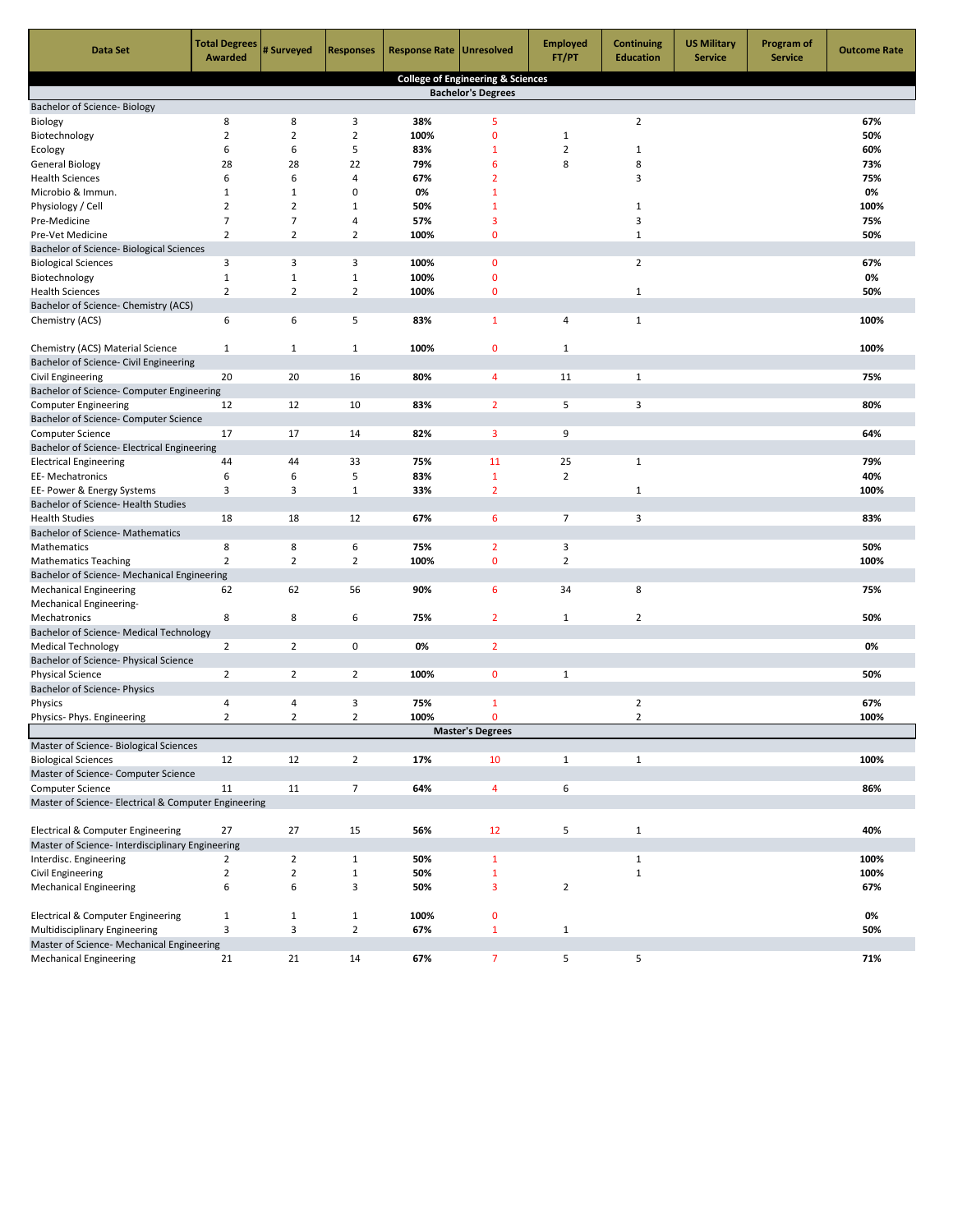| Data Set | Total Degrees Awarded | # Surveyed | Responses | Response Rate | Unresolved | Employed FT/PT | Continuing Education | US Military Service | Program of Service | Outcome Rate |
|---|---|---|---|---|---|---|---|---|---|---|
| **College of Engineering & Sciences** | | | | | | | | | | |
| **Bachelor's Degrees** | | | | | | | | | | |
| Bachelor of Science- Biology | | | | | | | | | | |
| Biology | 8 | 8 | 3 | **38%** | 5 | | 2 | | | **67%** |
| Biotechnology | 2 | 2 | 2 | **100%** | 0 | 1 | | | | **50%** |
| Ecology | 6 | 6 | 5 | **83%** | 1 | 2 | 1 | | | **60%** |
| General Biology | 28 | 28 | 22 | **79%** | 6 | 8 | 8 | | | **73%** |
| Health Sciences | 6 | 6 | 4 | **67%** | 2 | | 3 | | | **75%** |
| Microbio & Immun. | 1 | 1 | 0 | **0%** | 1 | | | | | **0%** |
| Physiology / Cell | 2 | 2 | 1 | **50%** | 1 | | 1 | | | **100%** |
| Pre-Medicine | 7 | 7 | 4 | **57%** | 3 | | 3 | | | **75%** |
| Pre-Vet Medicine | 2 | 2 | 2 | **100%** | 0 | | 1 | | | **50%** |
| Bachelor of Science- Biological Sciences | | | | | | | | | | |
| Biological Sciences | 3 | 3 | 3 | **100%** | 0 | | 2 | | | **67%** |
| Biotechnology | 1 | 1 | 1 | **100%** | 0 | | | | | **0%** |
| Health Sciences | 2 | 2 | 2 | **100%** | 0 | | 1 | | | **50%** |
| Bachelor of Science- Chemistry (ACS) | | | | | | | | | | |
| Chemistry (ACS) | 6 | 6 | 5 | **83%** | 1 | 4 | 1 | | | **100%** |
| Chemistry (ACS) Material Science | 1 | 1 | 1 | **100%** | 0 | 1 | | | | **100%** |
| Bachelor of Science- Civil Engineering | | | | | | | | | | |
| Civil Engineering | 20 | 20 | 16 | **80%** | 4 | 11 | 1 | | | **75%** |
| Bachelor of Science- Computer Engineering | | | | | | | | | | |
| Computer Engineering | 12 | 12 | 10 | **83%** | 2 | 5 | 3 | | | **80%** |
| Bachelor of Science- Computer Science | | | | | | | | | | |
| Computer Science | 17 | 17 | 14 | **82%** | 3 | 9 | | | | **64%** |
| Bachelor of Science- Electrical Engineering | | | | | | | | | | |
| Electrical Engineering | 44 | 44 | 33 | **75%** | 11 | 25 | 1 | | | **79%** |
| EE- Mechatronics | 6 | 6 | 5 | **83%** | 1 | 2 | | | | **40%** |
| EE- Power & Energy Systems | 3 | 3 | 1 | **33%** | 2 | | 1 | | | **100%** |
| Bachelor of Science- Health Studies | | | | | | | | | | |
| Health Studies | 18 | 18 | 12 | **67%** | 6 | 7 | 3 | | | **83%** |
| Bachelor of Science- Mathematics | | | | | | | | | | |
| Mathematics | 8 | 8 | 6 | **75%** | 2 | 3 | | | | **50%** |
| Mathematics Teaching | 2 | 2 | 2 | **100%** | 0 | 2 | | | | **100%** |
| Bachelor of Science- Mechanical Engineering | | | | | | | | | | |
| Mechanical Engineering | 62 | 62 | 56 | **90%** | 6 | 34 | 8 | | | **75%** |
| Mechanical Engineering- Mechatronics | 8 | 8 | 6 | **75%** | 2 | 1 | 2 | | | **50%** |
| Bachelor of Science- Medical Technology | | | | | | | | | | |
| Medical Technology | 2 | 2 | 0 | **0%** | 2 | | | | | **0%** |
| Bachelor of Science- Physical Science | | | | | | | | | | |
| Physical Science | 2 | 2 | 2 | **100%** | 0 | 1 | | | | **50%** |
| Bachelor of Science- Physics | | | | | | | | | | |
| Physics | 4 | 4 | 3 | **75%** | 1 | | 2 | | | **67%** |
| Physics- Phys. Engineering | 2 | 2 | 2 | **100%** | 0 | | 2 | | | **100%** |
| **Master's Degrees** | | | | | | | | | | |
| Master of Science- Biological Sciences | | | | | | | | | | |
| Biological Sciences | 12 | 12 | 2 | **17%** | 10 | 1 | 1 | | | **100%** |
| Master of Science- Computer Science | | | | | | | | | | |
| Computer Science | 11 | 11 | 7 | **64%** | 4 | 6 | | | | **86%** |
| Master of Science- Electrical & Computer Engineering | | | | | | | | | | |
| Electrical & Computer Engineering | 27 | 27 | 15 | **56%** | 12 | 5 | 1 | | | **40%** |
| Master of Science- Interdisciplinary Engineering | | | | | | | | | | |
| Interdisc. Engineering | 2 | 2 | 1 | **50%** | 1 | | 1 | | | **100%** |
| Civil Engineering | 2 | 2 | 1 | **50%** | 1 | | 1 | | | **100%** |
| Mechanical Engineering | 6 | 6 | 3 | **50%** | 3 | 2 | | | | **67%** |
| Electrical & Computer Engineering | 1 | 1 | 1 | **100%** | 0 | | | | | **0%** |
| Multidisciplinary Engineering | 3 | 3 | 2 | **67%** | 1 | 1 | | | | **50%** |
| Master of Science- Mechanical Engineering | | | | | | | | | | |
| Mechanical Engineering | 21 | 21 | 14 | **67%** | 7 | 5 | 5 | | | **71%** |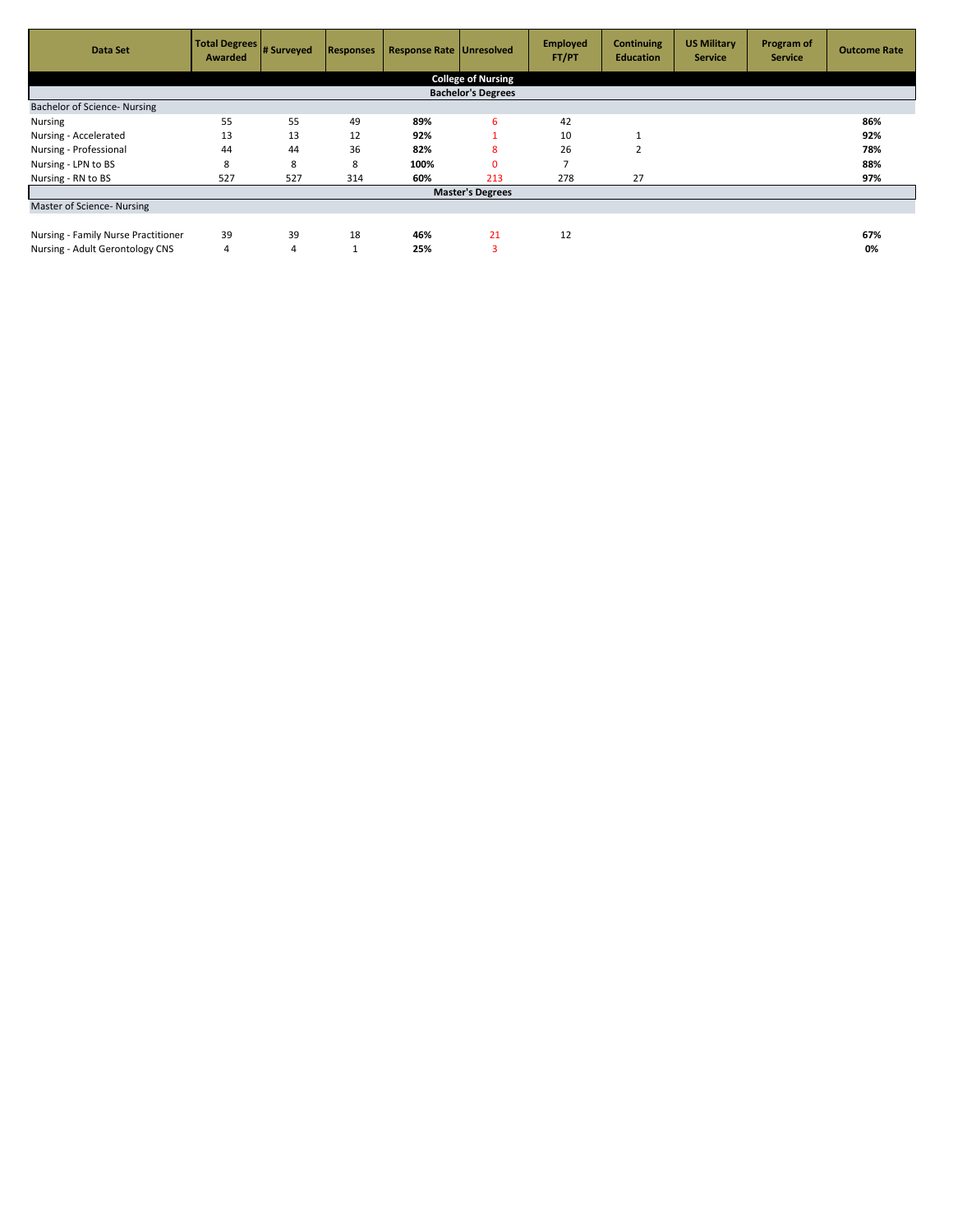| Data Set | Total Degrees Awarded | # Surveyed | Responses | Response Rate | Unresolved | Employed FT/PT | Continuing Education | US Military Service | Program of Service | Outcome Rate |
|---|---|---|---|---|---|---|---|---|---|---|
| **College of Nursing** | | | | | | | | | | |
| **Bachelor's Degrees** | | | | | | | | | | |
| Bachelor of Science- Nursing | | | | | | | | | | |
| Nursing | 55 | 55 | 49 | **89%** | 6 | 42 | | | | **86%** |
| Nursing - Accelerated | 13 | 13 | 12 | **92%** | 1 | 10 | 1 | | | **92%** |
| Nursing - Professional | 44 | 44 | 36 | **82%** | 8 | 26 | 2 | | | **78%** |
| Nursing - LPN to BS | 8 | 8 | 8 | **100%** | 0 | 7 | | | | **88%** |
| Nursing - RN to BS | 527 | 527 | 314 | **60%** | 213 | 278 | 27 | | | **97%** |
| **Master's Degrees** | | | | | | | | | | |
| Master of Science- Nursing | | | | | | | | | | |
| Nursing - Family Nurse Practitioner | 39 | 39 | 18 | **46%** | 21 | 12 | | | | **67%** |
| Nursing - Adult Gerontology CNS | 4 | 4 | 1 | **25%** | 3 | | | | | **0%** |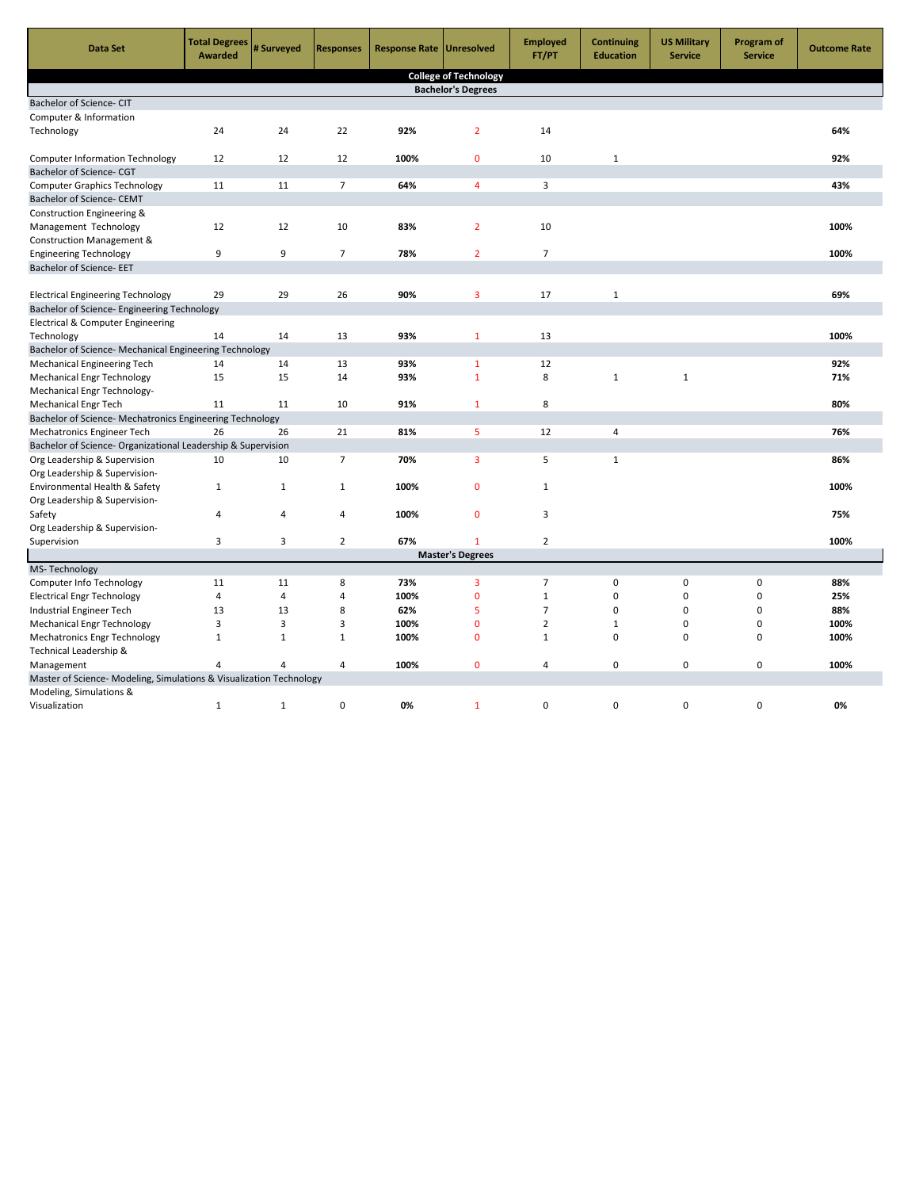| Data Set | Total Degrees Awarded | # Surveyed | Responses | Response Rate | Unresolved | Employed FT/PT | Continuing Education | US Military Service | Program of Service | Outcome Rate |
|---|---|---|---|---|---|---|---|---|---|---|
| **College of Technology** | | | | | | | | | | |
| **Bachelor's Degrees** | | | | | | | | | | |
| Bachelor of Science- CIT | | | | | | | | | | |
| Computer & Information Technology | 24 | 24 | 22 | **92%** | 2 | 14 | | | | **64%** |
| Computer Information Technology | 12 | 12 | 12 | **100%** | 0 | 10 | 1 | | | **92%** |
| Bachelor of Science- CGT | | | | | | | | | | |
| Computer Graphics Technology | 11 | 11 | 7 | **64%** | 4 | 3 | | | | **43%** |
| Bachelor of Science- CEMT | | | | | | | | | | |
| Construction Engineering & Management Technology | 12 | 12 | 10 | **83%** | 2 | 10 | | | | **100%** |
| Construction Management & Engineering Technology | 9 | 9 | 7 | **78%** | 2 | 7 | | | | **100%** |
| Bachelor of Science- EET | | | | | | | | | | |
| Electrical Engineering Technology | 29 | 29 | 26 | **90%** | 3 | 17 | 1 | | | **69%** |
| Bachelor of Science- Engineering Technology | | | | | | | | | | |
| Electrical & Computer Engineering Technology | 14 | 14 | 13 | **93%** | 1 | 13 | | | | **100%** |
| Bachelor of Science- Mechanical Engineering Technology | | | | | | | | | | |
| Mechanical Engineering Tech | 14 | 14 | 13 | **93%** | 1 | 12 | | | | **92%** |
| Mechanical Engr Technology | 15 | 15 | 14 | **93%** | 1 | 8 | 1 | 1 | | **71%** |
| Mechanical Engr Technology- Mechanical Engr Tech | 11 | 11 | 10 | **91%** | 1 | 8 | | | | **80%** |
| Bachelor of Science- Mechatronics Engineering Technology | | | | | | | | | | |
| Mechatronics Engineer Tech | 26 | 26 | 21 | **81%** | 5 | 12 | 4 | | | **76%** |
| Bachelor of Science- Organizational Leadership & Supervision | | | | | | | | | | |
| Org Leadership & Supervision | 10 | 10 | 7 | **70%** | 3 | 5 | 1 | | | **86%** |
| Org Leadership & Supervision- Environmental Health & Safety | 1 | 1 | 1 | **100%** | 0 | 1 | | | | **100%** |
| Org Leadership & Supervision- Safety | 4 | 4 | 4 | **100%** | 0 | 3 | | | | **75%** |
| Org Leadership & Supervision- Supervision | 3 | 3 | 2 | **67%** | 1 | 2 | | | | **100%** |
| **Master's Degrees** | | | | | | | | | | |
| MS- Technology | | | | | | | | | | |
| Computer Info Technology | 11 | 11 | 8 | **73%** | 3 | 7 | 0 | 0 | 0 | **88%** |
| Electrical Engr Technology | 4 | 4 | 4 | **100%** | 0 | 1 | 0 | 0 | 0 | **25%** |
| Industrial Engineer Tech | 13 | 13 | 8 | **62%** | 5 | 7 | 0 | 0 | 0 | **88%** |
| Mechanical Engr Technology | 3 | 3 | 3 | **100%** | 0 | 2 | 1 | 0 | 0 | **100%** |
| Mechatronics Engr Technology | 1 | 1 | 1 | **100%** | 0 | 1 | 0 | 0 | 0 | **100%** |
| Technical Leadership & Management | 4 | 4 | 4 | **100%** | 0 | 4 | 0 | 0 | 0 | **100%** |
| Master of Science- Modeling, Simulations & Visualization Technology | | | | | | | | | | |
| Modeling, Simulations & Visualization | 1 | 1 | 0 | **0%** | 1 | 0 | 0 | 0 | 0 | **0%** |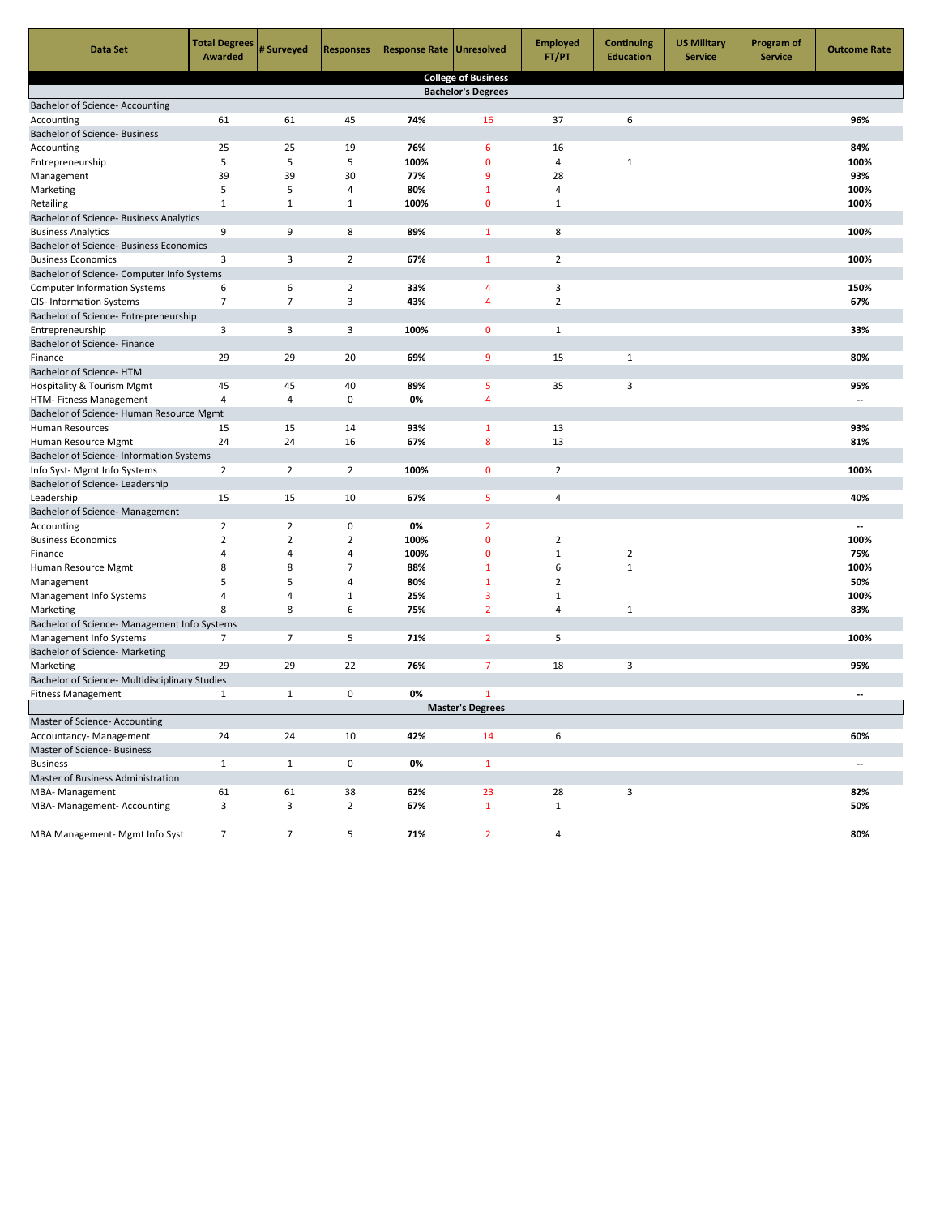| Data Set | Total Degrees Awarded | # Surveyed | Responses | Response Rate | Unresolved | Employed FT/PT | Continuing Education | US Military Service | Program of Service | Outcome Rate |
|---|---|---|---|---|---|---|---|---|---|---|
| **College of Business** | | | | | | | | | | |
| **Bachelor's Degrees** | | | | | | | | | | |
| Bachelor of Science- Accounting | | | | | | | | | | |
| Accounting | 61 | 61 | 45 | **74%** | 16 | 37 | 6 | | | **96%** |
| Bachelor of Science- Business | | | | | | | | | | |
| Accounting | 25 | 25 | 19 | **76%** | 6 | 16 | | | | **84%** |
| Entrepreneurship | 5 | 5 | 5 | **100%** | 0 | 4 | 1 | | | **100%** |
| Management | 39 | 39 | 30 | **77%** | 9 | 28 | | | | **93%** |
| Marketing | 5 | 5 | 4 | **80%** | 1 | 4 | | | | **100%** |
| Retailing | 1 | 1 | 1 | **100%** | 0 | 1 | | | | **100%** |
| Bachelor of Science- Business Analytics | | | | | | | | | | |
| Business Analytics | 9 | 9 | 8 | **89%** | 1 | 8 | | | | **100%** |
| Bachelor of Science- Business Economics | | | | | | | | | | |
| Business Economics | 3 | 3 | 2 | **67%** | 1 | 2 | | | | **100%** |
| Bachelor of Science- Computer Info Systems | | | | | | | | | | |
| Computer Information Systems | 6 | 6 | 2 | **33%** | 4 | 3 | | | | **150%** |
| CIS- Information Systems | 7 | 7 | 3 | **43%** | 4 | 2 | | | | **67%** |
| Bachelor of Science- Entrepreneurship | | | | | | | | | | |
| Entrepreneurship | 3 | 3 | 3 | **100%** | 0 | 1 | | | | **33%** |
| Bachelor of Science- Finance | | | | | | | | | | |
| Finance | 29 | 29 | 20 | **69%** | 9 | 15 | 1 | | | **80%** |
| Bachelor of Science- HTM | | | | | | | | | | |
| Hospitality & Tourism Mgmt | 45 | 45 | 40 | **89%** | 5 | 35 | 3 | | | **95%** |
| HTM- Fitness Management | 4 | 4 | 0 | **0%** | 4 | | | | | **--** |
| Bachelor of Science- Human Resource Mgmt | | | | | | | | | | |
| Human Resources | 15 | 15 | 14 | **93%** | 1 | 13 | | | | **93%** |
| Human Resource Mgmt | 24 | 24 | 16 | **67%** | 8 | 13 | | | | **81%** |
| Bachelor of Science- Information Systems | | | | | | | | | | |
| Info Syst- Mgmt Info Systems | 2 | 2 | 2 | **100%** | 0 | 2 | | | | **100%** |
| Bachelor of Science- Leadership | | | | | | | | | | |
| Leadership | 15 | 15 | 10 | **67%** | 5 | 4 | | | | **40%** |
| Bachelor of Science- Management | | | | | | | | | | |
| Accounting | 2 | 2 | 0 | **0%** | 2 | | | | | **--** |
| Business Economics | 2 | 2 | 2 | **100%** | 0 | 2 | | | | **100%** |
| Finance | 4 | 4 | 4 | **100%** | 0 | 1 | 2 | | | **75%** |
| Human Resource Mgmt | 8 | 8 | 7 | **88%** | 1 | 6 | 1 | | | **100%** |
| Management | 5 | 5 | 4 | **80%** | 1 | 2 | | | | **50%** |
| Management Info Systems | 4 | 4 | 1 | **25%** | 3 | 1 | | | | **100%** |
| Marketing | 8 | 8 | 6 | **75%** | 2 | 4 | 1 | | | **83%** |
| Bachelor of Science- Management Info Systems | | | | | | | | | | |
| Management Info Systems | 7 | 7 | 5 | **71%** | 2 | 5 | | | | **100%** |
| Bachelor of Science- Marketing | | | | | | | | | | |
| Marketing | 29 | 29 | 22 | **76%** | 7 | 18 | 3 | | | **95%** |
| Bachelor of Science- Multidisciplinary Studies | | | | | | | | | | |
| Fitness Management | 1 | 1 | 0 | **0%** | 1 | | | | | **--** |
| **Master's Degrees** | | | | | | | | | | |
| Master of Science- Accounting | | | | | | | | | | |
| Accountancy- Management | 24 | 24 | 10 | **42%** | 14 | 6 | | | | **60%** |
| Master of Science- Business | | | | | | | | | | |
| Business | 1 | 1 | 0 | **0%** | 1 | | | | | **--** |
| Master of Business Administration | | | | | | | | | | |
| MBA- Management | 61 | 61 | 38 | **62%** | 23 | 28 | 3 | | | **82%** |
| MBA- Management- Accounting | 3 | 3 | 2 | **67%** | 1 | 1 | | | | **50%** |
| MBA Management- Mgmt Info Syst | 7 | 7 | 5 | **71%** | 2 | 4 | | | | **80%** |